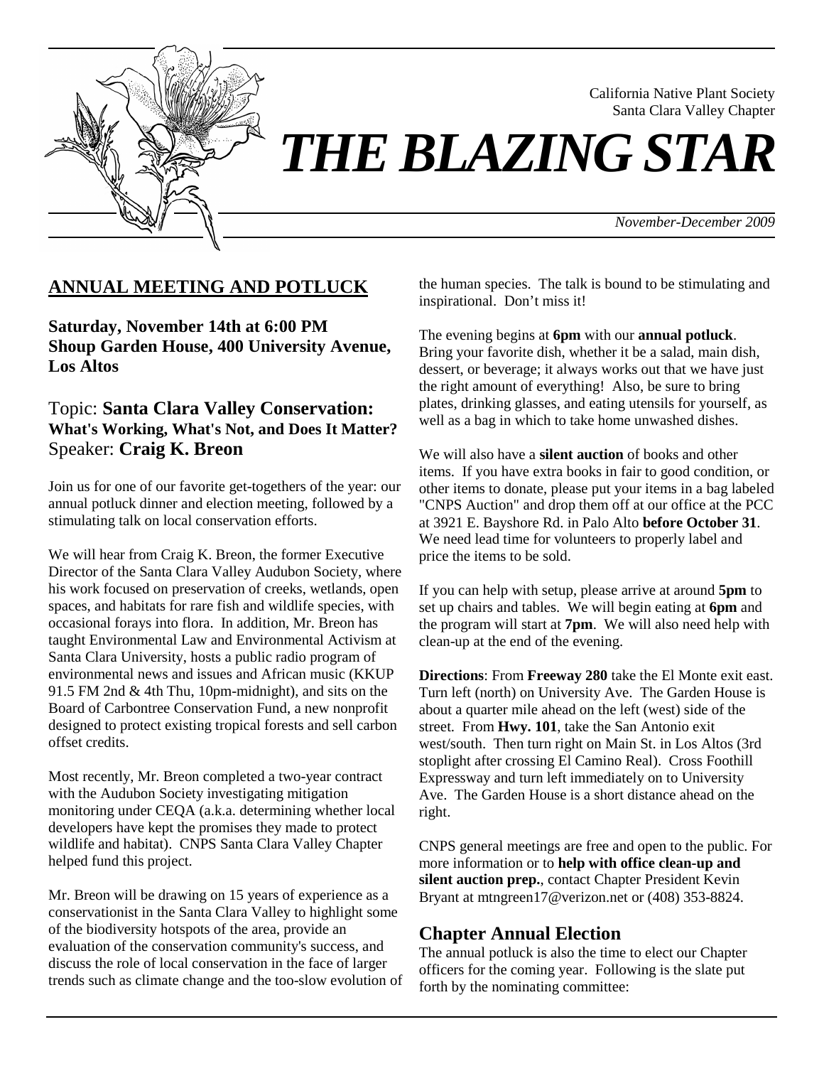California Native Plant Society
Santa Clara Valley Chapter

# *THE BLAZING STAR*

*November-December 2009*

## ANNUAL MEETING AND POTLUCK

**Saturday, November 14th at 6:00 PM**
**Shoup Garden House, 400 University Avenue, Los Altos**

Topic: **Santa Clara Valley Conservation: What's Working, What's Not, and Does It Matter?**
Speaker: **Craig K. Breon**

Join us for one of our favorite get-togethers of the year: our annual potluck dinner and election meeting, followed by a stimulating talk on local conservation efforts.

We will hear from Craig K. Breon, the former Executive Director of the Santa Clara Valley Audubon Society, where his work focused on preservation of creeks, wetlands, open spaces, and habitats for rare fish and wildlife species, with occasional forays into flora. In addition, Mr. Breon has taught Environmental Law and Environmental Activism at Santa Clara University, hosts a public radio program of environmental news and issues and African music (KKUP 91.5 FM 2nd & 4th Thu, 10pm-midnight), and sits on the Board of Carbontree Conservation Fund, a new nonprofit designed to protect existing tropical forests and sell carbon offset credits.

Most recently, Mr. Breon completed a two-year contract with the Audubon Society investigating mitigation monitoring under CEQA (a.k.a. determining whether local developers have kept the promises they made to protect wildlife and habitat). CNPS Santa Clara Valley Chapter helped fund this project.

Mr. Breon will be drawing on 15 years of experience as a conservationist in the Santa Clara Valley to highlight some of the biodiversity hotspots of the area, provide an evaluation of the conservation community's success, and discuss the role of local conservation in the face of larger trends such as climate change and the too-slow evolution of the human species. The talk is bound to be stimulating and inspirational. Don't miss it!

The evening begins at **6pm** with our **annual potluck**. Bring your favorite dish, whether it be a salad, main dish, dessert, or beverage; it always works out that we have just the right amount of everything! Also, be sure to bring plates, drinking glasses, and eating utensils for yourself, as well as a bag in which to take home unwashed dishes.

We will also have a **silent auction** of books and other items. If you have extra books in fair to good condition, or other items to donate, please put your items in a bag labeled "CNPS Auction" and drop them off at our office at the PCC at 3921 E. Bayshore Rd. in Palo Alto **before October 31**. We need lead time for volunteers to properly label and price the items to be sold.

If you can help with setup, please arrive at around **5pm** to set up chairs and tables. We will begin eating at **6pm** and the program will start at **7pm**. We will also need help with clean-up at the end of the evening.

**Directions**: From **Freeway 280** take the El Monte exit east. Turn left (north) on University Ave. The Garden House is about a quarter mile ahead on the left (west) side of the street. From **Hwy. 101**, take the San Antonio exit west/south. Then turn right on Main St. in Los Altos (3rd stoplight after crossing El Camino Real). Cross Foothill Expressway and turn left immediately on to University Ave. The Garden House is a short distance ahead on the right.

CNPS general meetings are free and open to the public. For more information or to **help with office clean-up and silent auction prep.**, contact Chapter President Kevin Bryant at mtngreen17@verizon.net or (408) 353-8824.

## Chapter Annual Election

The annual potluck is also the time to elect our Chapter officers for the coming year. Following is the slate put forth by the nominating committee: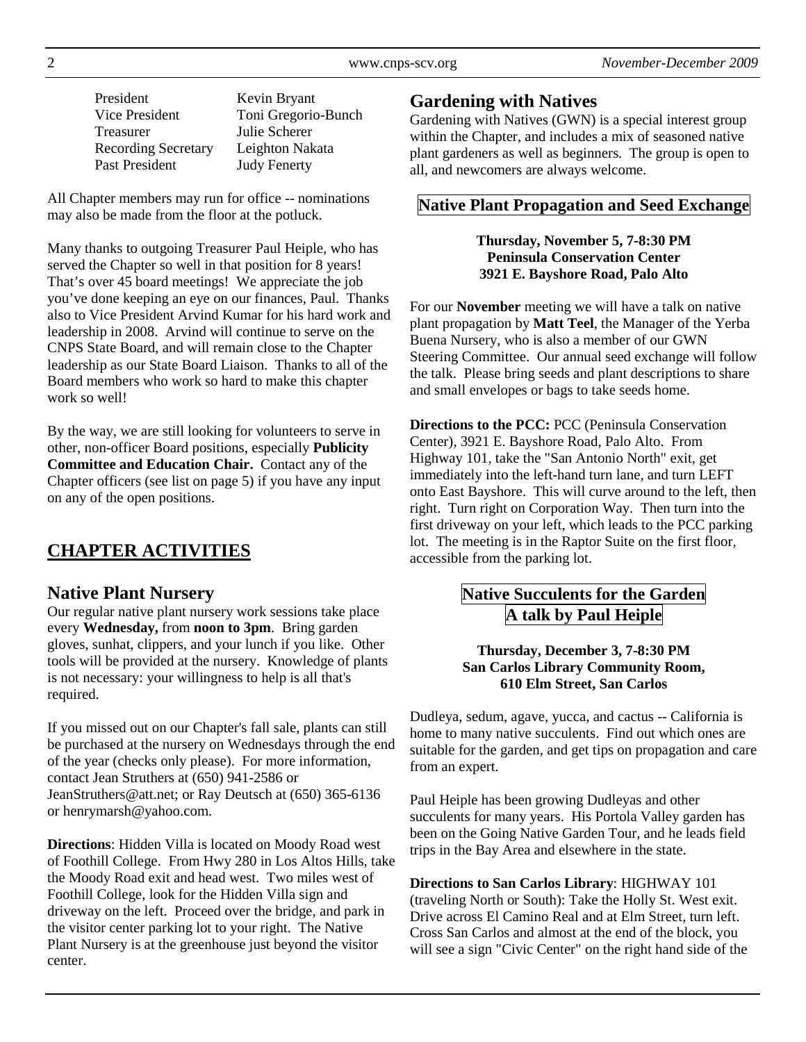| President | Kevin Bryant |
| --- | --- |
| Vice President | Toni Gregorio-Bunch |
| Treasurer | Julie Scherer |
| Recording Secretary | Leighton Nakata |
| Past President | Judy Fenerty |

All Chapter members may run for office -- nominations may also be made from the floor at the potluck.

Many thanks to outgoing Treasurer Paul Heiple, who has served the Chapter so well in that position for 8 years! That's over 45 board meetings! We appreciate the job you've done keeping an eye on our finances, Paul. Thanks also to Vice President Arvind Kumar for his hard work and leadership in 2008. Arvind will continue to serve on the CNPS State Board, and will remain close to the Chapter leadership as our State Board Liaison. Thanks to all of the Board members who work so hard to make this chapter work so well!

By the way, we are still looking for volunteers to serve in other, non-officer Board positions, especially **Publicity Committee and Education Chair.** Contact any of the Chapter officers (see list on page 5) if you have any input on any of the open positions.

## CHAPTER ACTIVITIES

### Native Plant Nursery

Our regular native plant nursery work sessions take place every **Wednesday,** from **noon to 3pm**. Bring garden gloves, sunhat, clippers, and your lunch if you like. Other tools will be provided at the nursery. Knowledge of plants is not necessary: your willingness to help is all that's required.

If you missed out on our Chapter's fall sale, plants can still be purchased at the nursery on Wednesdays through the end of the year (checks only please). For more information, contact Jean Struthers at (650) 941-2586 or JeanStruthers@att.net; or Ray Deutsch at (650) 365-6136 or henrymarsh@yahoo.com.

**Directions**: Hidden Villa is located on Moody Road west of Foothill College. From Hwy 280 in Los Altos Hills, take the Moody Road exit and head west. Two miles west of Foothill College, look for the Hidden Villa sign and driveway on the left. Proceed over the bridge, and park in the visitor center parking lot to your right. The Native Plant Nursery is at the greenhouse just beyond the visitor center.

### Gardening with Natives

Gardening with Natives (GWN) is a special interest group within the Chapter, and includes a mix of seasoned native plant gardeners as well as beginners. The group is open to all, and newcomers are always welcome.

#### Native Plant Propagation and Seed Exchange

**Thursday, November 5, 7-8:30 PM**
**Peninsula Conservation Center**
**3921 E. Bayshore Road, Palo Alto**

For our **November** meeting we will have a talk on native plant propagation by **Matt Teel**, the Manager of the Yerba Buena Nursery, who is also a member of our GWN Steering Committee. Our annual seed exchange will follow the talk. Please bring seeds and plant descriptions to share and small envelopes or bags to take seeds home.

**Directions to the PCC:** PCC (Peninsula Conservation Center), 3921 E. Bayshore Road, Palo Alto. From Highway 101, take the "San Antonio North" exit, get immediately into the left-hand turn lane, and turn LEFT onto East Bayshore. This will curve around to the left, then right. Turn right on Corporation Way. Then turn into the first driveway on your left, which leads to the PCC parking lot. The meeting is in the Raptor Suite on the first floor, accessible from the parking lot.

#### Native Succulents for the Garden
#### A talk by Paul Heiple

**Thursday, December 3, 7-8:30 PM**
**San Carlos Library Community Room,**
**610 Elm Street, San Carlos**

Dudleya, sedum, agave, yucca, and cactus -- California is home to many native succulents. Find out which ones are suitable for the garden, and get tips on propagation and care from an expert.

Paul Heiple has been growing Dudleyas and other succulents for many years. His Portola Valley garden has been on the Going Native Garden Tour, and he leads field trips in the Bay Area and elsewhere in the state.

**Directions to San Carlos Library**: HIGHWAY 101 (traveling North or South): Take the Holly St. West exit. Drive across El Camino Real and at Elm Street, turn left. Cross San Carlos and almost at the end of the block, you will see a sign "Civic Center" on the right hand side of the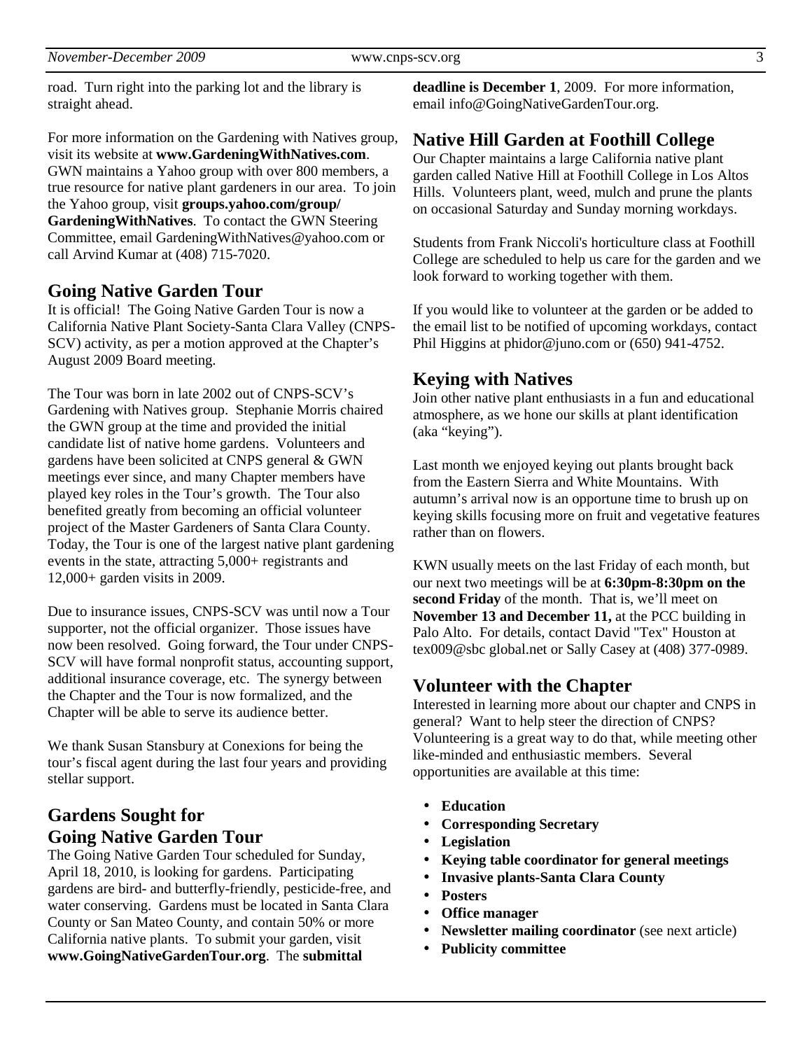road. Turn right into the parking lot and the library is straight ahead.

For more information on the Gardening with Natives group, visit its website at **www.GardeningWithNatives.com**. GWN maintains a Yahoo group with over 800 members, a true resource for native plant gardeners in our area. To join the Yahoo group, visit **groups.yahoo.com/group/ GardeningWithNatives**. To contact the GWN Steering Committee, email GardeningWithNatives@yahoo.com or call Arvind Kumar at (408) 715-7020.

## Going Native Garden Tour

It is official! The Going Native Garden Tour is now a California Native Plant Society-Santa Clara Valley (CNPS-SCV) activity, as per a motion approved at the Chapter's August 2009 Board meeting.

The Tour was born in late 2002 out of CNPS-SCV's Gardening with Natives group. Stephanie Morris chaired the GWN group at the time and provided the initial candidate list of native home gardens. Volunteers and gardens have been solicited at CNPS general & GWN meetings ever since, and many Chapter members have played key roles in the Tour's growth. The Tour also benefited greatly from becoming an official volunteer project of the Master Gardeners of Santa Clara County. Today, the Tour is one of the largest native plant gardening events in the state, attracting 5,000+ registrants and 12,000+ garden visits in 2009.

Due to insurance issues, CNPS-SCV was until now a Tour supporter, not the official organizer. Those issues have now been resolved. Going forward, the Tour under CNPS-SCV will have formal nonprofit status, accounting support, additional insurance coverage, etc. The synergy between the Chapter and the Tour is now formalized, and the Chapter will be able to serve its audience better.

We thank Susan Stansbury at Conexions for being the tour's fiscal agent during the last four years and providing stellar support.

## Gardens Sought for Going Native Garden Tour

The Going Native Garden Tour scheduled for Sunday, April 18, 2010, is looking for gardens. Participating gardens are bird- and butterfly-friendly, pesticide-free, and water conserving. Gardens must be located in Santa Clara County or San Mateo County, and contain 50% or more California native plants. To submit your garden, visit **www.GoingNativeGardenTour.org**. The **submittal deadline is December 1**, 2009. For more information, email info@GoingNativeGardenTour.org.

## Native Hill Garden at Foothill College

Our Chapter maintains a large California native plant garden called Native Hill at Foothill College in Los Altos Hills. Volunteers plant, weed, mulch and prune the plants on occasional Saturday and Sunday morning workdays.

Students from Frank Niccoli's horticulture class at Foothill College are scheduled to help us care for the garden and we look forward to working together with them.

If you would like to volunteer at the garden or be added to the email list to be notified of upcoming workdays, contact Phil Higgins at phidor@juno.com or (650) 941-4752.

## Keying with Natives

Join other native plant enthusiasts in a fun and educational atmosphere, as we hone our skills at plant identification (aka "keying").

Last month we enjoyed keying out plants brought back from the Eastern Sierra and White Mountains. With autumn's arrival now is an opportune time to brush up on keying skills focusing more on fruit and vegetative features rather than on flowers.

KWN usually meets on the last Friday of each month, but our next two meetings will be at **6:30pm-8:30pm on the second Friday** of the month. That is, we'll meet on **November 13 and December 11,** at the PCC building in Palo Alto. For details, contact David "Tex" Houston at tex009@sbc global.net or Sally Casey at (408) 377-0989.

## Volunteer with the Chapter

Interested in learning more about our chapter and CNPS in general? Want to help steer the direction of CNPS? Volunteering is a great way to do that, while meeting other like-minded and enthusiastic members. Several opportunities are available at this time:

- **Education**
- **Corresponding Secretary**
- **Legislation**
- **Keying table coordinator for general meetings**
- **Invasive plants-Santa Clara County**
- **Posters**
- **Office manager**
- **Newsletter mailing coordinator** (see next article)
- **Publicity committee**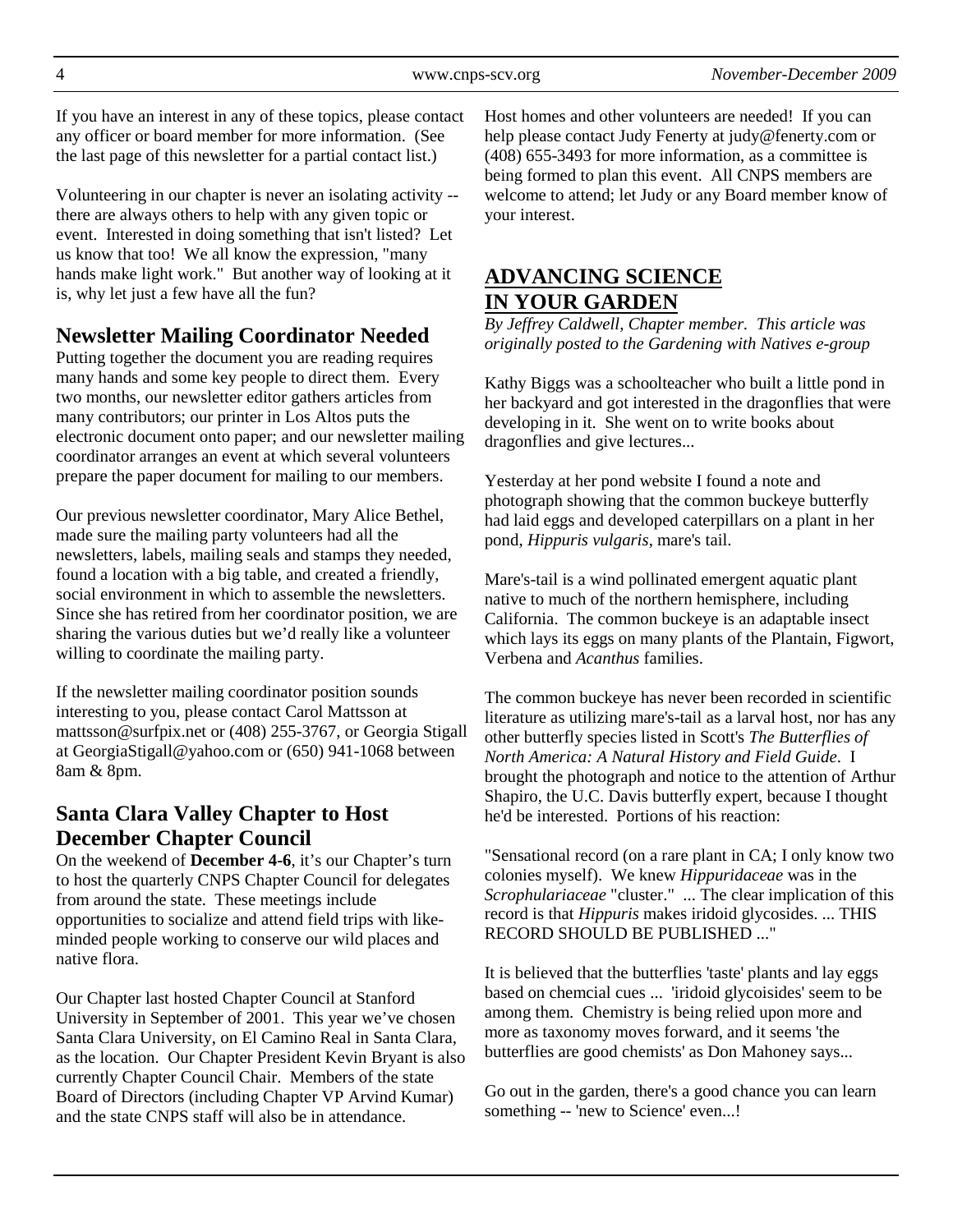If you have an interest in any of these topics, please contact any officer or board member for more information. (See the last page of this newsletter for a partial contact list.)

Volunteering in our chapter is never an isolating activity -- there are always others to help with any given topic or event. Interested in doing something that isn't listed? Let us know that too! We all know the expression, "many hands make light work." But another way of looking at it is, why let just a few have all the fun?

## Newsletter Mailing Coordinator Needed

Putting together the document you are reading requires many hands and some key people to direct them. Every two months, our newsletter editor gathers articles from many contributors; our printer in Los Altos puts the electronic document onto paper; and our newsletter mailing coordinator arranges an event at which several volunteers prepare the paper document for mailing to our members.

Our previous newsletter coordinator, Mary Alice Bethel, made sure the mailing party volunteers had all the newsletters, labels, mailing seals and stamps they needed, found a location with a big table, and created a friendly, social environment in which to assemble the newsletters. Since she has retired from her coordinator position, we are sharing the various duties but we'd really like a volunteer willing to coordinate the mailing party.

If the newsletter mailing coordinator position sounds interesting to you, please contact Carol Mattsson at mattsson@surfpix.net or (408) 255-3767, or Georgia Stigall at GeorgiaStigall@yahoo.com or (650) 941-1068 between 8am & 8pm.

## Santa Clara Valley Chapter to Host December Chapter Council

On the weekend of **December 4-6**, it's our Chapter's turn to host the quarterly CNPS Chapter Council for delegates from around the state. These meetings include opportunities to socialize and attend field trips with like-minded people working to conserve our wild places and native flora.

Our Chapter last hosted Chapter Council at Stanford University in September of 2001. This year we've chosen Santa Clara University, on El Camino Real in Santa Clara, as the location. Our Chapter President Kevin Bryant is also currently Chapter Council Chair. Members of the state Board of Directors (including Chapter VP Arvind Kumar) and the state CNPS staff will also be in attendance.

Host homes and other volunteers are needed! If you can help please contact Judy Fenerty at judy@fenerty.com or (408) 655-3493 for more information, as a committee is being formed to plan this event. All CNPS members are welcome to attend; let Judy or any Board member know of your interest.

## ADVANCING SCIENCE IN YOUR GARDEN

*By Jeffrey Caldwell, Chapter member. This article was originally posted to the Gardening with Natives e-group*

Kathy Biggs was a schoolteacher who built a little pond in her backyard and got interested in the dragonflies that were developing in it. She went on to write books about dragonflies and give lectures...

Yesterday at her pond website I found a note and photograph showing that the common buckeye butterfly had laid eggs and developed caterpillars on a plant in her pond, *Hippuris vulgaris*, mare's tail.

Mare's-tail is a wind pollinated emergent aquatic plant native to much of the northern hemisphere, including California. The common buckeye is an adaptable insect which lays its eggs on many plants of the Plantain, Figwort, Verbena and *Acanthus* families.

The common buckeye has never been recorded in scientific literature as utilizing mare's-tail as a larval host, nor has any other butterfly species listed in Scott's *The Butterflies of North America: A Natural History and Field Guide*. I brought the photograph and notice to the attention of Arthur Shapiro, the U.C. Davis butterfly expert, because I thought he'd be interested. Portions of his reaction:

"Sensational record (on a rare plant in CA; I only know two colonies myself). We knew *Hippuridaceae* was in the *Scrophulariaceae* "cluster." ... The clear implication of this record is that *Hippuris* makes iridoid glycosides. ... THIS RECORD SHOULD BE PUBLISHED ..."

It is believed that the butterflies 'taste' plants and lay eggs based on chemcial cues ... 'iridoid glycoisides' seem to be among them. Chemistry is being relied upon more and more as taxonomy moves forward, and it seems 'the butterflies are good chemists' as Don Mahoney says...

Go out in the garden, there's a good chance you can learn something -- 'new to Science' even...!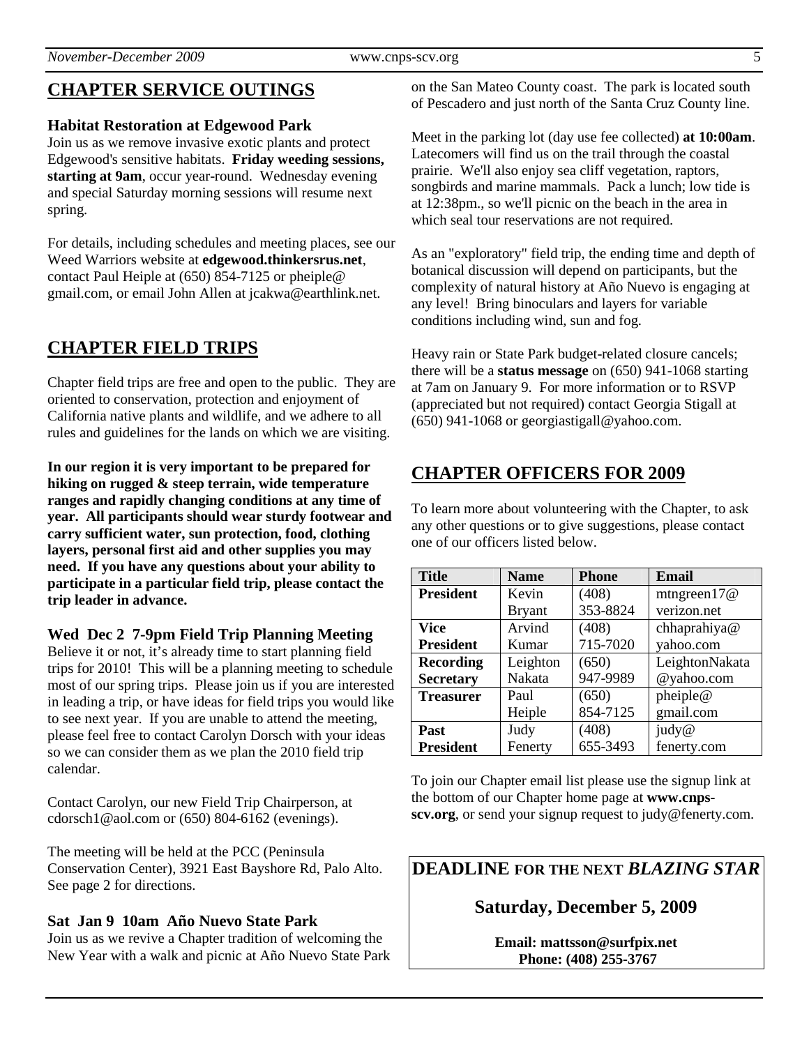## CHAPTER SERVICE OUTINGS

### Habitat Restoration at Edgewood Park

Join us as we remove invasive exotic plants and protect Edgewood's sensitive habitats. **Friday weeding sessions, starting at 9am**, occur year-round. Wednesday evening and special Saturday morning sessions will resume next spring.

For details, including schedules and meeting places, see our Weed Warriors website at **edgewood.thinkersrus.net**, contact Paul Heiple at (650) 854-7125 or pheiple@ gmail.com, or email John Allen at jcakwa@earthlink.net.

## CHAPTER FIELD TRIPS

Chapter field trips are free and open to the public. They are oriented to conservation, protection and enjoyment of California native plants and wildlife, and we adhere to all rules and guidelines for the lands on which we are visiting.

**In our region it is very important to be prepared for hiking on rugged & steep terrain, wide temperature ranges and rapidly changing conditions at any time of year. All participants should wear sturdy footwear and carry sufficient water, sun protection, food, clothing layers, personal first aid and other supplies you may need. If you have any questions about your ability to participate in a particular field trip, please contact the trip leader in advance.**

### Wed Dec 2 7-9pm Field Trip Planning Meeting

Believe it or not, it's already time to start planning field trips for 2010! This will be a planning meeting to schedule most of our spring trips. Please join us if you are interested in leading a trip, or have ideas for field trips you would like to see next year. If you are unable to attend the meeting, please feel free to contact Carolyn Dorsch with your ideas so we can consider them as we plan the 2010 field trip calendar.

Contact Carolyn, our new Field Trip Chairperson, at cdorsch1@aol.com or (650) 804-6162 (evenings).

The meeting will be held at the PCC (Peninsula Conservation Center), 3921 East Bayshore Rd, Palo Alto. See page 2 for directions.

### Sat Jan 9 10am Año Nuevo State Park

Join us as we revive a Chapter tradition of welcoming the New Year with a walk and picnic at Año Nuevo State Park on the San Mateo County coast. The park is located south of Pescadero and just north of the Santa Cruz County line.

Meet in the parking lot (day use fee collected) **at 10:00am**. Latecomers will find us on the trail through the coastal prairie. We'll also enjoy sea cliff vegetation, raptors, songbirds and marine mammals. Pack a lunch; low tide is at 12:38pm., so we'll picnic on the beach in the area in which seal tour reservations are not required.

As an "exploratory" field trip, the ending time and depth of botanical discussion will depend on participants, but the complexity of natural history at Año Nuevo is engaging at any level! Bring binoculars and layers for variable conditions including wind, sun and fog.

Heavy rain or State Park budget-related closure cancels; there will be a **status message** on (650) 941-1068 starting at 7am on January 9. For more information or to RSVP (appreciated but not required) contact Georgia Stigall at (650) 941-1068 or georgiastigall@yahoo.com.

## CHAPTER OFFICERS FOR 2009

To learn more about volunteering with the Chapter, to ask any other questions or to give suggestions, please contact one of our officers listed below.

| Title | Name | Phone | Email |
|---|---|---|---|
| **President** | Kevin Bryant | (408) 353-8824 | mtngreen17@verizon.net |
| **Vice President** | Arvind Kumar | (408) 715-7020 | chhaprahiya@yahoo.com |
| **Recording Secretary** | Leighton Nakata | (650) 947-9989 | LeightonNakata@yahoo.com |
| **Treasurer** | Paul Heiple | (650) 854-7125 | pheiple@gmail.com |
| **Past President** | Judy Fenerty | (408) 655-3493 | judy@fenerty.com |

To join our Chapter email list please use the signup link at the bottom of our Chapter home page at **www.cnps-scv.org**, or send your signup request to judy@fenerty.com.

**DEADLINE** FOR THE NEXT ***BLAZING STAR***

**Saturday, December 5, 2009**

**Email: mattsson@surfpix.net**
**Phone: (408) 255-3767**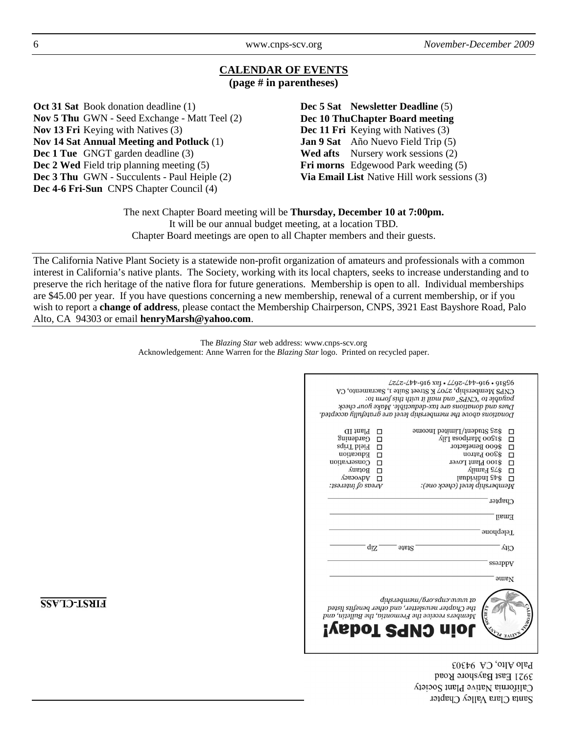## CALENDAR OF EVENTS
**(page # in parentheses)**

**Oct 31 Sat** Book donation deadline (1)
**Nov 5 Thu** GWN - Seed Exchange - Matt Teel (2)
**Nov 13 Fri** Keying with Natives (3)
**Nov 14 Sat Annual Meeting and Potluck** (1)
**Dec 1 Tue** GNGT garden deadline (3)
**Dec 2 Wed** Field trip planning meeting (5)
**Dec 3 Thu** GWN - Succulents - Paul Heiple (2)
**Dec 4-6 Fri-Sun** CNPS Chapter Council (4)
**Dec 5 Sat Newsletter Deadline** (5)
**Dec 10 Thu Chapter Board meeting**
**Dec 11 Fri** Keying with Natives (3)
**Jan 9 Sat** Año Nuevo Field Trip (5)
**Wed afts** Nursery work sessions (2)
**Fri morns** Edgewood Park weeding (5)
**Via Email List** Native Hill work sessions (3)

The next Chapter Board meeting will be **Thursday, December 10 at 7:00pm.**
It will be our annual budget meeting, at a location TBD.
Chapter Board meetings are open to all Chapter members and their guests.

---

The California Native Plant Society is a statewide non-profit organization of amateurs and professionals with a common interest in California's native plants. The Society, working with its local chapters, seeks to increase understanding and to preserve the rich heritage of the native flora for future generations. Membership is open to all. Individual memberships are $45.00 per year. If you have questions concerning a new membership, renewal of a current membership, or if you wish to report a **change of address**, please contact the Membership Chairperson, CNPS, 3921 East Bayshore Road, Palo Alto, CA 94303 or email **henryMarsh@yahoo.com**.

---

The *Blazing Star* web address: www.cnps-scv.org
Acknowledgement: Anne Warren for the *Blazing Star* logo. Printed on recycled paper.

Santa Clara Valley Chapter
California Native Plant Society
3921 East Bayshore Road
Palo Alto, CA 94303

**FIRST-CLASS**

### Join CNPS Today!

*Members receive the Fremontia, the Bulletin, and the Chapter newsletter, and other benefits listed at www.cnps.org/membership*

Name ______
Address ______
City ______ State ______ Zip ______
Telephone ______
Email ______
Chapter ______

*Membership level (check one):*
- ☐ $45 Individual
- ☐ $75 Family
- ☐ $100 Plant Lover
- ☐ $300 Patron
- ☐ $600 Benefactor
- ☐ $1500 Mariposa Lily
- ☐ $25 Student/Limited Income

*Areas of interest:*
- ☐ Advocacy
- ☐ Botany
- ☐ Conservation
- ☐ Education
- ☐ Field Trips
- ☐ Gardening
- ☐ Plant ID

*Donations above the membership level are gratefully accepted. Dues and donations are tax-deductible. Make your check payable to "CNPS" and mail it with this form to:*
CNPS Membership, 2707 K Street Suite 1, Sacramento, CA 95816 • 916-447-2677 • fax 916-447-2727